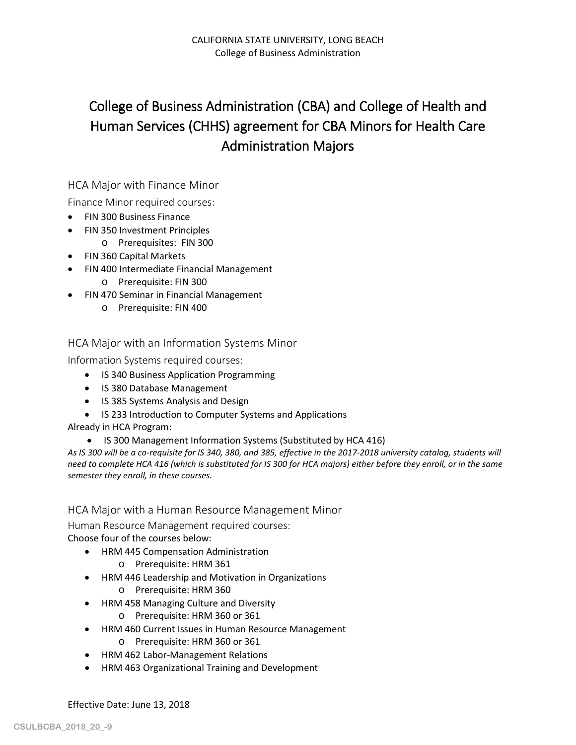CALIFORNIA STATE UNIVERSITY, LONG BEACH
College of Business Administration

# College of Business Administration (CBA) and College of Health and Human Services (CHHS) agreement for CBA Minors for Health Care Administration Majors

## HCA Major with Finance Minor

### Finance Minor required courses:

- FIN 300 Business Finance
- FIN 350 Investment Principles
  - Prerequisites: FIN 300
- FIN 360 Capital Markets
- FIN 400 Intermediate Financial Management
  - Prerequisite: FIN 300
- FIN 470 Seminar in Financial Management
  - Prerequisite: FIN 400

## HCA Major with an Information Systems Minor

### Information Systems required courses:

- IS 340 Business Application Programming
- IS 380 Database Management
- IS 385 Systems Analysis and Design
- IS 233 Introduction to Computer Systems and Applications

Already in HCA Program:

- IS 300 Management Information Systems (Substituted by HCA 416)

*As IS 300 will be a co-requisite for IS 340, 380, and 385, effective in the 2017-2018 university catalog, students will need to complete HCA 416 (which is substituted for IS 300 for HCA majors) either before they enroll, or in the same semester they enroll, in these courses.*

## HCA Major with a Human Resource Management Minor

### Human Resource Management required courses:

Choose four of the courses below:

- HRM 445 Compensation Administration
  - Prerequisite: HRM 361
- HRM 446 Leadership and Motivation in Organizations
  - Prerequisite: HRM 360
- HRM 458 Managing Culture and Diversity
  - Prerequisite: HRM 360 or 361
- HRM 460 Current Issues in Human Resource Management
  - Prerequisite: HRM 360 or 361
- HRM 462 Labor-Management Relations
- HRM 463 Organizational Training and Development

Effective Date: June 13, 2018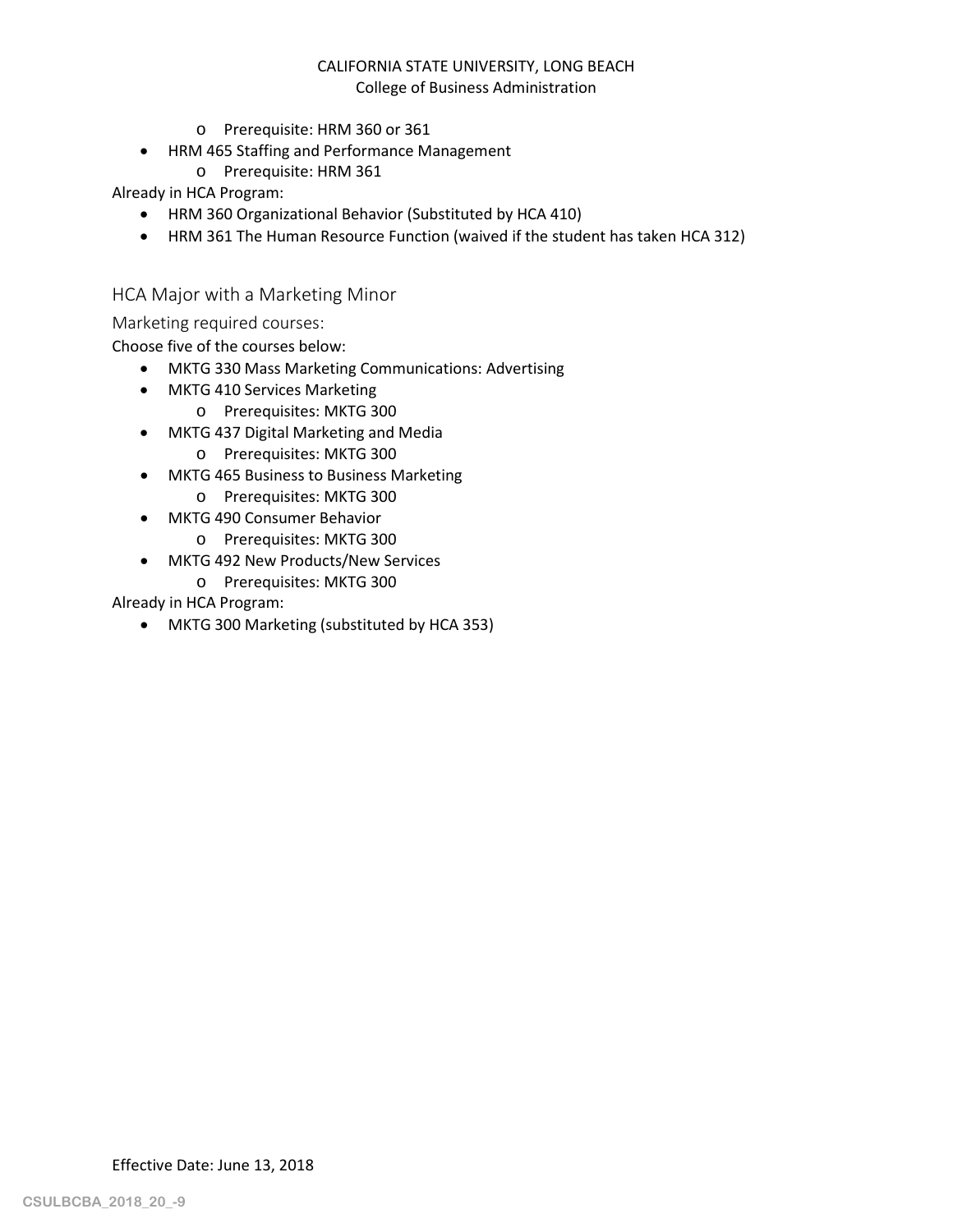- Prerequisite: HRM 360 or 361
- HRM 465 Staffing and Performance Management
  - Prerequisite: HRM 361

Already in HCA Program:

- HRM 360 Organizational Behavior (Substituted by HCA 410)
- HRM 361 The Human Resource Function (waived if the student has taken HCA 312)

## HCA Major with a Marketing Minor

### Marketing required courses:

Choose five of the courses below:

- MKTG 330 Mass Marketing Communications: Advertising
- MKTG 410 Services Marketing
  - Prerequisites: MKTG 300
- MKTG 437 Digital Marketing and Media
  - Prerequisites: MKTG 300
- MKTG 465 Business to Business Marketing
  - Prerequisites: MKTG 300
- MKTG 490 Consumer Behavior
  - Prerequisites: MKTG 300
- MKTG 492 New Products/New Services
  - Prerequisites: MKTG 300

Already in HCA Program:

- MKTG 300 Marketing (substituted by HCA 353)

Effective Date: June 13, 2018